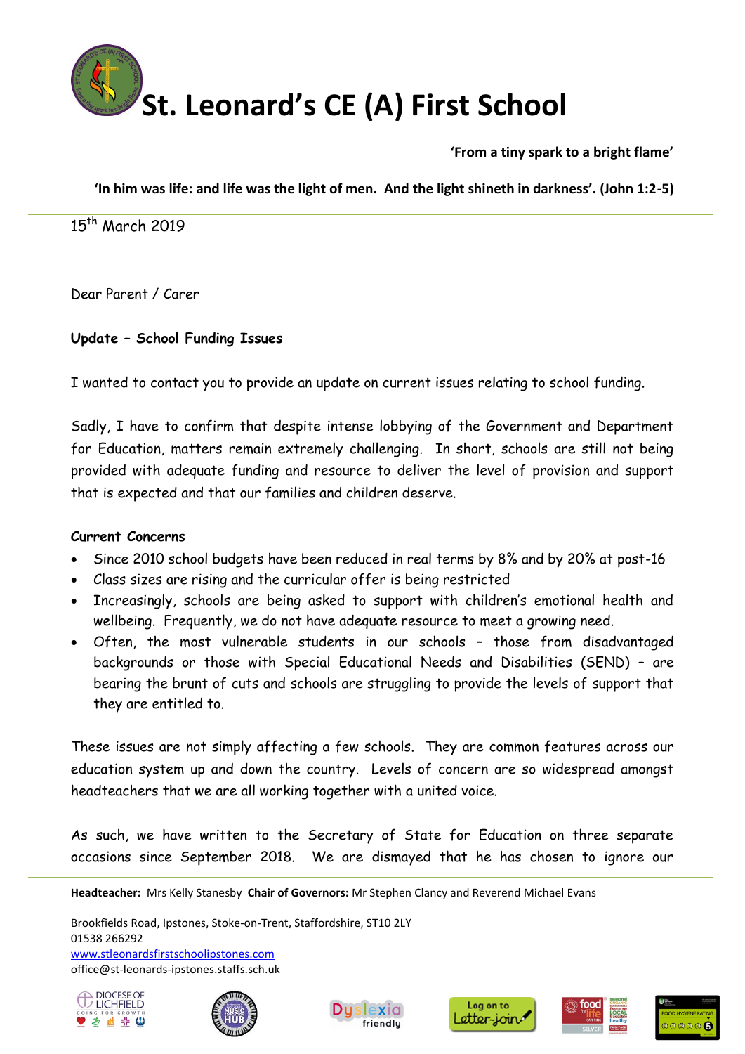# St. Leonard's CE (A) First School

**'From a tiny spark to a bright flame'**

**'In him was life: and life was the light of men. And the light shineth in darkness'. (John 1:2-5)**

15th March 2019

Dear Parent / Carer

**Update – School Funding Issues**

I wanted to contact you to provide an update on current issues relating to school funding.

Sadly, I have to confirm that despite intense lobbying of the Government and Department for Education, matters remain extremely challenging. In short, schools are still not being provided with adequate funding and resource to deliver the level of provision and support that is expected and that our families and children deserve.

**Current Concerns**

- Since 2010 school budgets have been reduced in real terms by 8% and by 20% at post-16
- Class sizes are rising and the curricular offer is being restricted
- Increasingly, schools are being asked to support with children's emotional health and wellbeing. Frequently, we do not have adequate resource to meet a growing need.
- Often, the most vulnerable students in our schools – those from disadvantaged backgrounds or those with Special Educational Needs and Disabilities (SEND) – are bearing the brunt of cuts and schools are struggling to provide the levels of support that they are entitled to.

These issues are not simply affecting a few schools. They are common features across our education system up and down the country. Levels of concern are so widespread amongst headteachers that we are all working together with a united voice.

As such, we have written to the Secretary of State for Education on three separate occasions since September 2018. We are dismayed that he has chosen to ignore our

**Headteacher:** Mrs Kelly Stanesby **Chair of Governors:** Mr Stephen Clancy and Reverend Michael Evans

Brookfields Road, Ipstones, Stoke-on-Trent, Staffordshire, ST10 2LY
01538 266292
www.stleonardsfirstschoolipstones.com
office@st-leonards-ipstones.staffs.sch.uk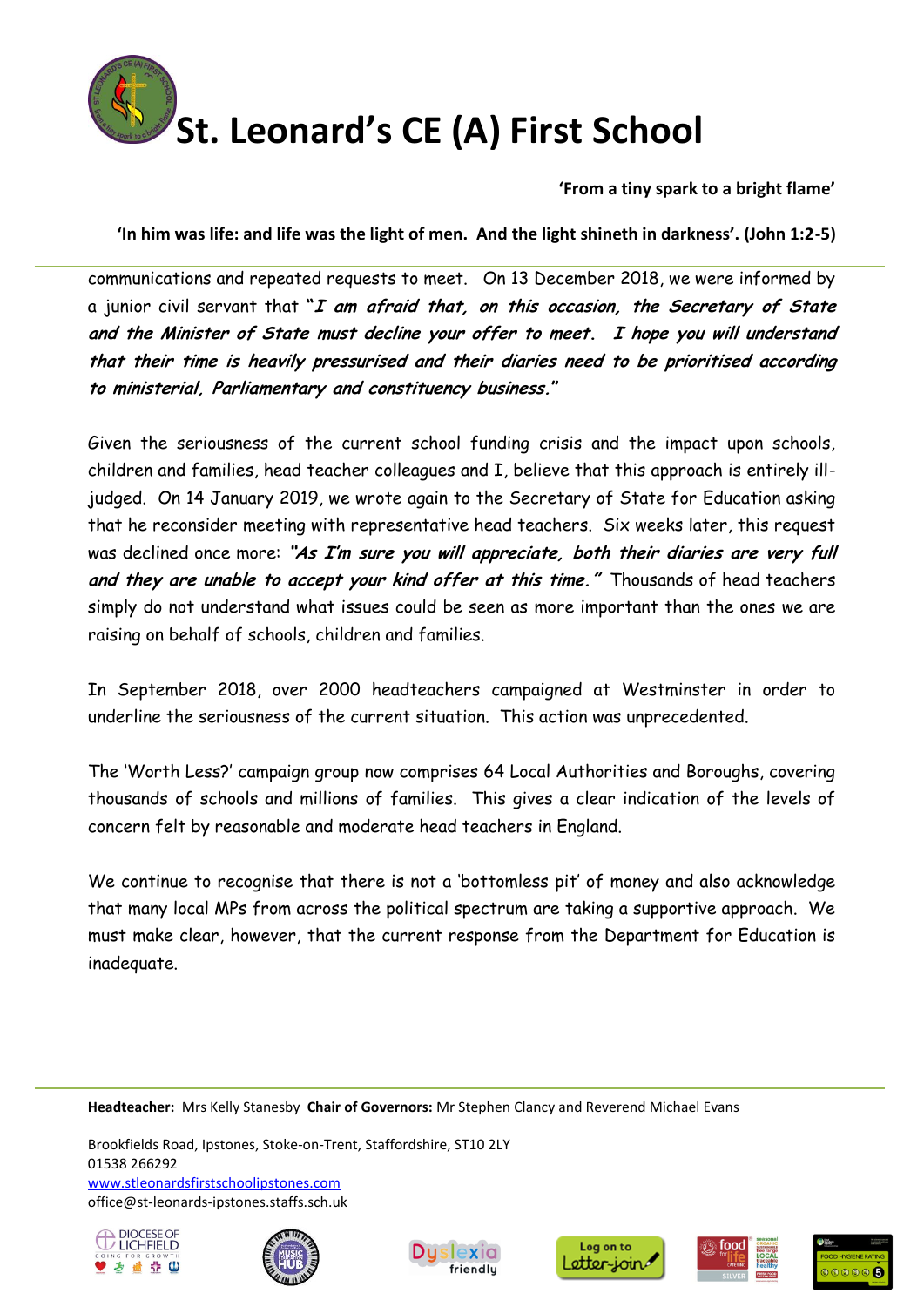communications and repeated requests to meet. On 13 December 2018, we were informed by a junior civil servant that ***"I am afraid that, on this occasion, the Secretary of State and the Minister of State must decline your offer to meet. I hope you will understand that their time is heavily pressurised and their diaries need to be prioritised according to ministerial, Parliamentary and constituency business."***

Given the seriousness of the current school funding crisis and the impact upon schools, children and families, head teacher colleagues and I, believe that this approach is entirely ill-judged. On 14 January 2019, we wrote again to the Secretary of State for Education asking that he reconsider meeting with representative head teachers. Six weeks later, this request was declined once more: ***"As I'm sure you will appreciate, both their diaries are very full and they are unable to accept your kind offer at this time."*** Thousands of head teachers simply do not understand what issues could be seen as more important than the ones we are raising on behalf of schools, children and families.

In September 2018, over 2000 headteachers campaigned at Westminster in order to underline the seriousness of the current situation. This action was unprecedented.

The 'Worth Less?' campaign group now comprises 64 Local Authorities and Boroughs, covering thousands of schools and millions of families. This gives a clear indication of the levels of concern felt by reasonable and moderate head teachers in England.

We continue to recognise that there is not a 'bottomless pit' of money and also acknowledge that many local MPs from across the political spectrum are taking a supportive approach. We must make clear, however, that the current response from the Department for Education is inadequate.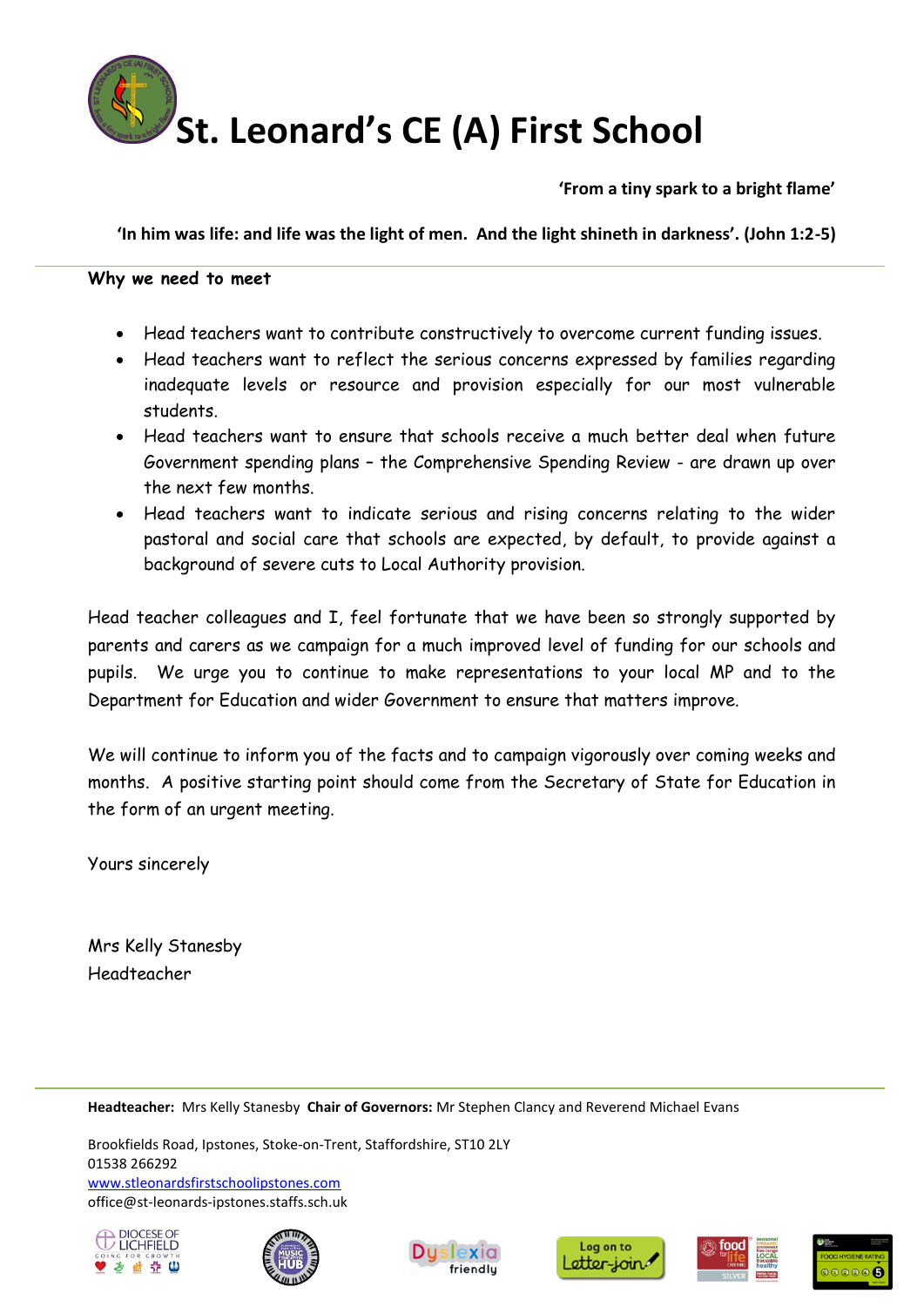# St. Leonard's CE (A) First School

**'From a tiny spark to a bright flame'**

**'In him was life: and life was the light of men. And the light shineth in darkness'. (John 1:2-5)**

**Why we need to meet**

- Head teachers want to contribute constructively to overcome current funding issues.
- Head teachers want to reflect the serious concerns expressed by families regarding inadequate levels or resource and provision especially for our most vulnerable students.
- Head teachers want to ensure that schools receive a much better deal when future Government spending plans – the Comprehensive Spending Review - are drawn up over the next few months.
- Head teachers want to indicate serious and rising concerns relating to the wider pastoral and social care that schools are expected, by default, to provide against a background of severe cuts to Local Authority provision.

Head teacher colleagues and I, feel fortunate that we have been so strongly supported by parents and carers as we campaign for a much improved level of funding for our schools and pupils. We urge you to continue to make representations to your local MP and to the Department for Education and wider Government to ensure that matters improve.

We will continue to inform you of the facts and to campaign vigorously over coming weeks and months. A positive starting point should come from the Secretary of State for Education in the form of an urgent meeting.

Yours sincerely

Mrs Kelly Stanesby
Headteacher

**Headteacher:** Mrs Kelly Stanesby **Chair of Governors:** Mr Stephen Clancy and Reverend Michael Evans

Brookfields Road, Ipstones, Stoke-on-Trent, Staffordshire, ST10 2LY
01538 266292
www.stleonardsfirstschoolipstones.com
office@st-leonards-ipstones.staffs.sch.uk